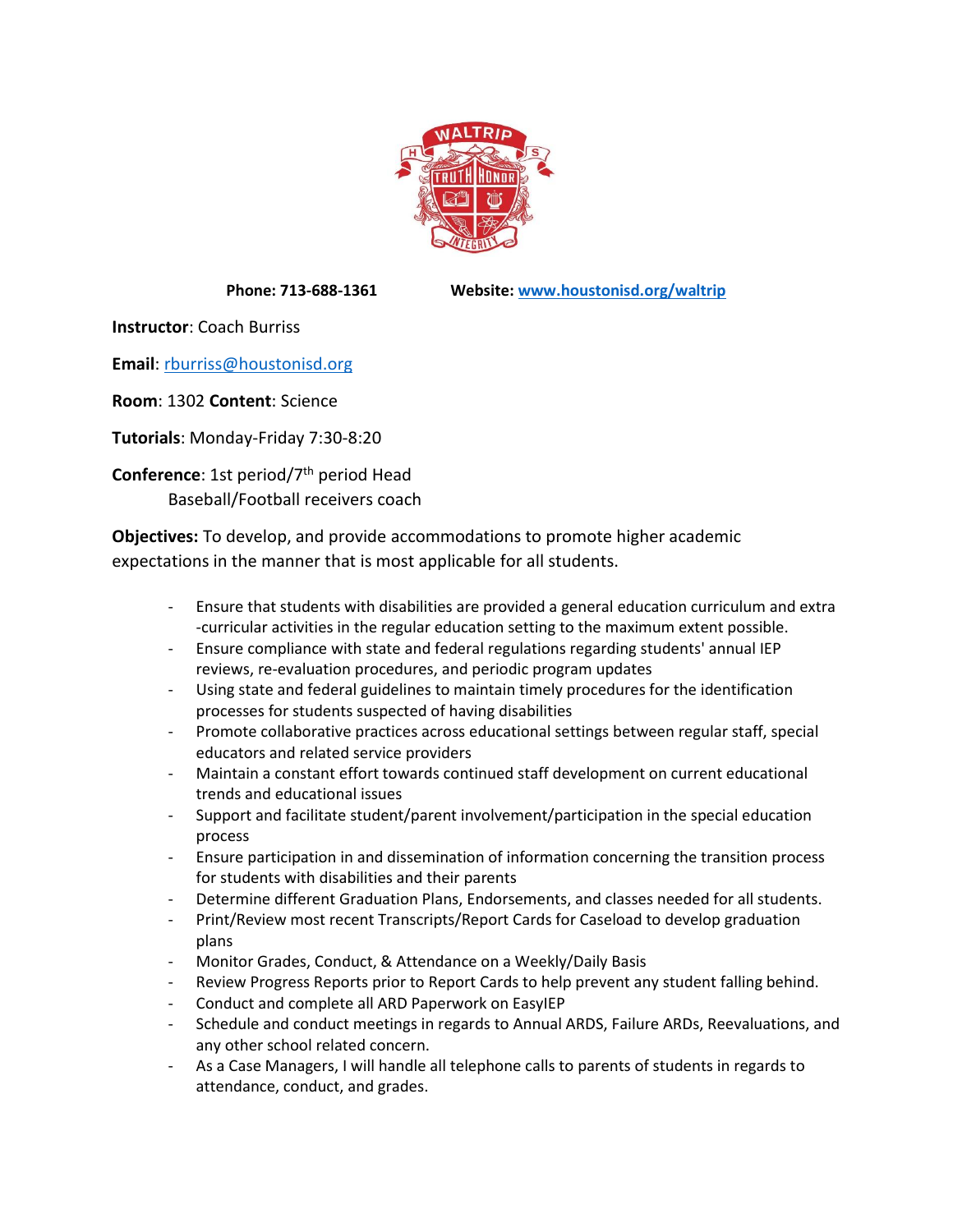**Phone: 713-688-1361** **Website: [www.houstonisd.org/waltrip](http://www.houstonisd.org/waltrip)**

**Instructor**: Coach Burriss

**Email**: [rburriss@houstonisd.org](mailto:rburriss@houstonisd.org)

**Room**: 1302 **Content**: Science

**Tutorials**: Monday-Friday 7:30-8:20

**Conference**: 1st period/7th period Head Baseball/Football receivers coach

**Objectives:** To develop, and provide accommodations to promote higher academic expectations in the manner that is most applicable for all students.

- Ensure that students with disabilities are provided a general education curriculum and extra -curricular activities in the regular education setting to the maximum extent possible.
- Ensure compliance with state and federal regulations regarding students' annual IEP reviews, re-evaluation procedures, and periodic program updates
- Using state and federal guidelines to maintain timely procedures for the identification processes for students suspected of having disabilities
- Promote collaborative practices across educational settings between regular staff, special educators and related service providers
- Maintain a constant effort towards continued staff development on current educational trends and educational issues
- Support and facilitate student/parent involvement/participation in the special education process
- Ensure participation in and dissemination of information concerning the transition process for students with disabilities and their parents
- Determine different Graduation Plans, Endorsements, and classes needed for all students.
- Print/Review most recent Transcripts/Report Cards for Caseload to develop graduation plans
- Monitor Grades, Conduct, & Attendance on a Weekly/Daily Basis
- Review Progress Reports prior to Report Cards to help prevent any student falling behind.
- Conduct and complete all ARD Paperwork on EasyIEP
- Schedule and conduct meetings in regards to Annual ARDS, Failure ARDs, Reevaluations, and any other school related concern.
- As a Case Managers, I will handle all telephone calls to parents of students in regards to attendance, conduct, and grades.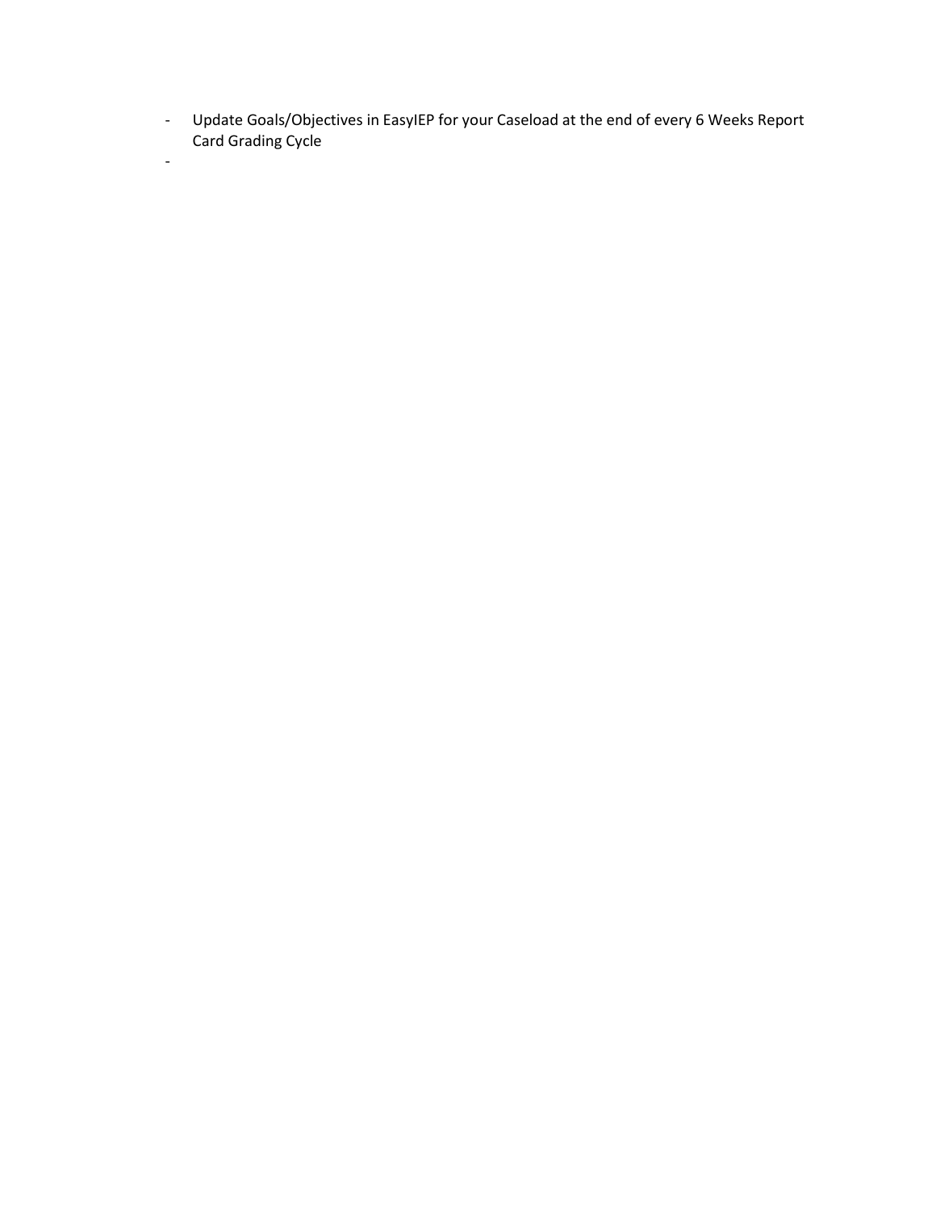- Update Goals/Objectives in EasyIEP for your Caseload at the end of every 6 Weeks Report Card Grading Cycle
-